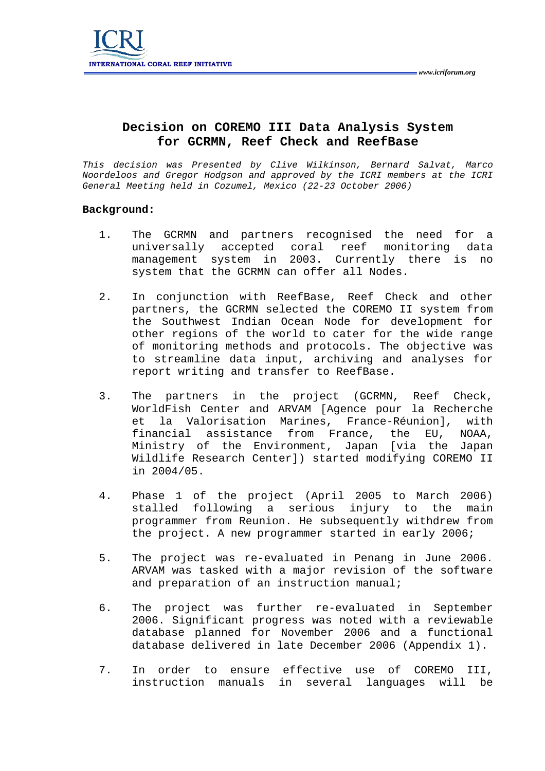# Decision on COREMO III Data Analysis System for GCRMN, Reef Check and ReefBase

*This decision was Presented by Clive Wilkinson, Bernard Salvat, Marco Noordeloos and Gregor Hodgson and approved by the ICRI members at the ICRI General Meeting held in Cozumel, Mexico (22-23 October 2006)*

**Background:**

1. The GCRMN and partners recognised the need for a universally accepted coral reef monitoring data management system in 2003. Currently there is no system that the GCRMN can offer all Nodes.

2. In conjunction with ReefBase, Reef Check and other partners, the GCRMN selected the COREMO II system from the Southwest Indian Ocean Node for development for other regions of the world to cater for the wide range of monitoring methods and protocols. The objective was to streamline data input, archiving and analyses for report writing and transfer to ReefBase.

3. The partners in the project (GCRMN, Reef Check, WorldFish Center and ARVAM [Agence pour la Recherche et la Valorisation Marines, France-Réunion], with financial assistance from France, the EU, NOAA, Ministry of the Environment, Japan [via the Japan Wildlife Research Center]) started modifying COREMO II in 2004/05.

4. Phase 1 of the project (April 2005 to March 2006) stalled following a serious injury to the main programmer from Reunion. He subsequently withdrew from the project. A new programmer started in early 2006;

5. The project was re-evaluated in Penang in June 2006. ARVAM was tasked with a major revision of the software and preparation of an instruction manual;

6. The project was further re-evaluated in September 2006. Significant progress was noted with a reviewable database planned for November 2006 and a functional database delivered in late December 2006 (Appendix 1).

7. In order to ensure effective use of COREMO III, instruction manuals in several languages will be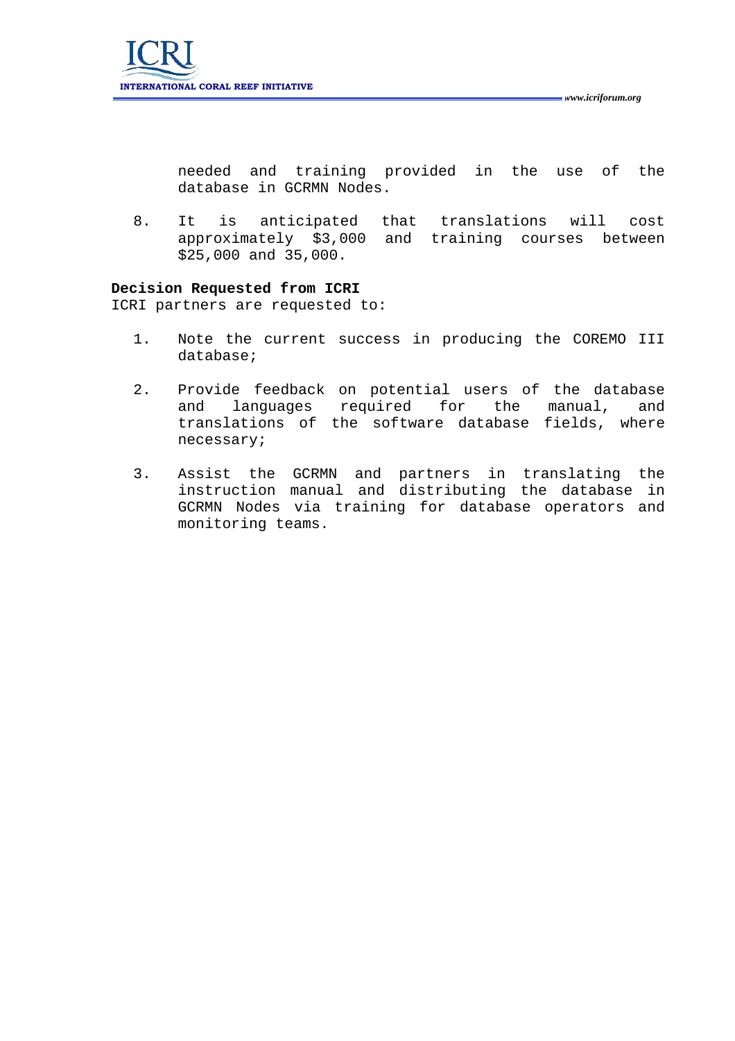needed and training provided in the use of the database in GCRMN Nodes.

8. It is anticipated that translations will cost approximately $3,000 and training courses between $25,000 and 35,000.

**Decision Requested from ICRI**

ICRI partners are requested to:

1. Note the current success in producing the COREMO III database;

2. Provide feedback on potential users of the database and languages required for the manual, and translations of the software database fields, where necessary;

3. Assist the GCRMN and partners in translating the instruction manual and distributing the database in GCRMN Nodes via training for database operators and monitoring teams.